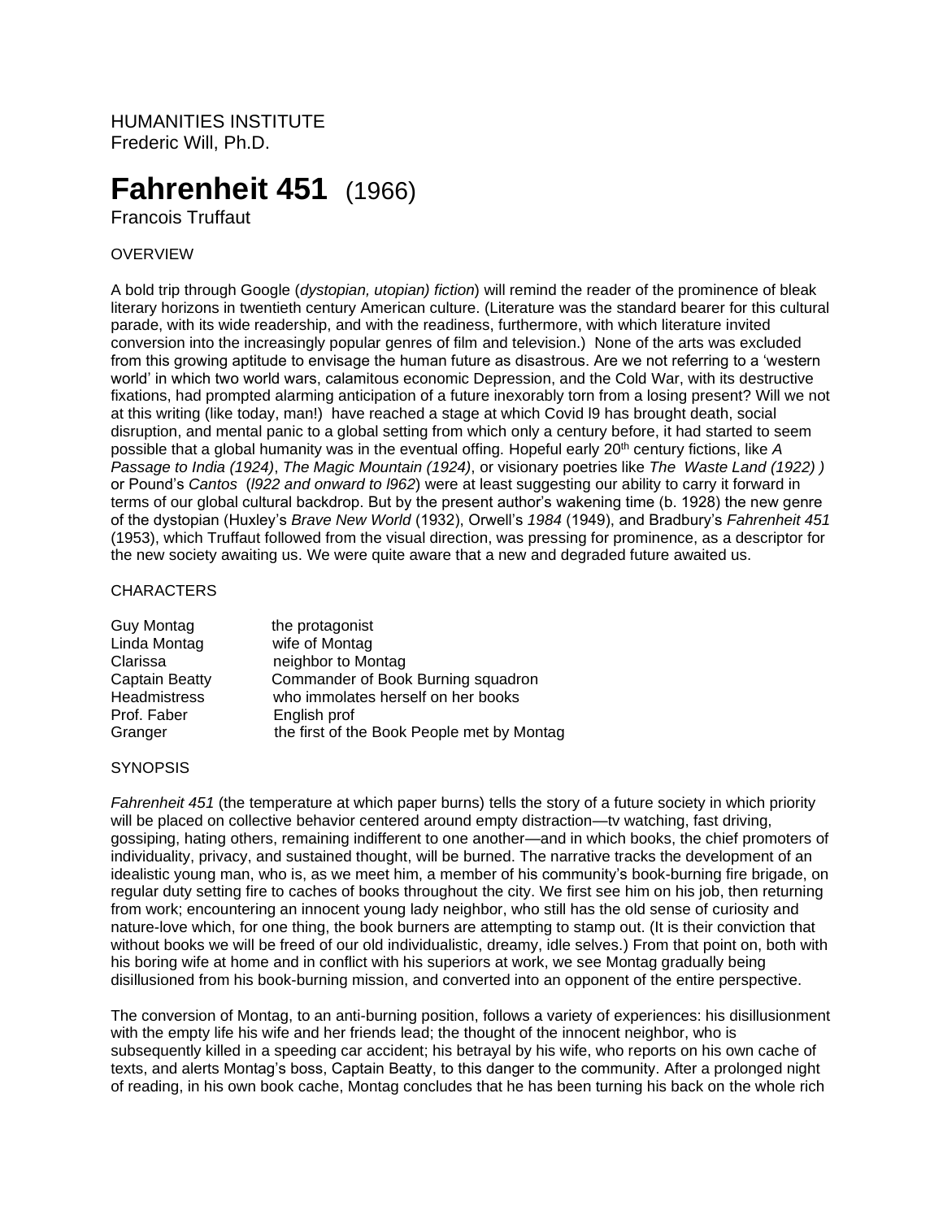HUMANITIES INSTITUTE
Frederic Will, Ph.D.

# Fahrenheit 451 (1966)

Francois Truffaut

## OVERVIEW

A bold trip through Google (*dystopian, utopian) fiction*) will remind the reader of the prominence of bleak literary horizons in twentieth century American culture. (Literature was the standard bearer for this cultural parade, with its wide readership, and with the readiness, furthermore, with which literature invited conversion into the increasingly popular genres of film and television.) None of the arts was excluded from this growing aptitude to envisage the human future as disastrous. Are we not referring to a 'western world' in which two world wars, calamitous economic Depression, and the Cold War, with its destructive fixations, had prompted alarming anticipation of a future inexorably torn from a losing present? Will we not at this writing (like today, man!) have reached a stage at which Covid l9 has brought death, social disruption, and mental panic to a global setting from which only a century before, it had started to seem possible that a global humanity was in the eventual offing. Hopeful early 20th century fictions, like *A Passage to India (1924)*, *The Magic Mountain (1924)*, or visionary poetries like *The Waste Land (1922) )* or Pound's *Cantos* (*l922 and onward to l962*) were at least suggesting our ability to carry it forward in terms of our global cultural backdrop. But by the present author's wakening time (b. 1928) the new genre of the dystopian (Huxley's *Brave New World* (1932), Orwell's *1984* (1949), and Bradbury's *Fahrenheit 451* (1953), which Truffaut followed from the visual direction, was pressing for prominence, as a descriptor for the new society awaiting us. We were quite aware that a new and degraded future awaited us.

## CHARACTERS

| | |
|---|---|
| Guy Montag | the protagonist |
| Linda Montag | wife of Montag |
| Clarissa | neighbor to Montag |
| Captain Beatty | Commander of Book Burning squadron |
| Headmistress | who immolates herself on her books |
| Prof. Faber | English prof |
| Granger | the first of the Book People met by Montag |

## SYNOPSIS

*Fahrenheit 451* (the temperature at which paper burns) tells the story of a future society in which priority will be placed on collective behavior centered around empty distraction—tv watching, fast driving, gossiping, hating others, remaining indifferent to one another—and in which books, the chief promoters of individuality, privacy, and sustained thought, will be burned. The narrative tracks the development of an idealistic young man, who is, as we meet him, a member of his community's book-burning fire brigade, on regular duty setting fire to caches of books throughout the city. We first see him on his job, then returning from work; encountering an innocent young lady neighbor, who still has the old sense of curiosity and nature-love which, for one thing, the book burners are attempting to stamp out. (It is their conviction that without books we will be freed of our old individualistic, dreamy, idle selves.) From that point on, both with his boring wife at home and in conflict with his superiors at work, we see Montag gradually being disillusioned from his book-burning mission, and converted into an opponent of the entire perspective.

The conversion of Montag, to an anti-burning position, follows a variety of experiences: his disillusionment with the empty life his wife and her friends lead; the thought of the innocent neighbor, who is subsequently killed in a speeding car accident; his betrayal by his wife, who reports on his own cache of texts, and alerts Montag's boss, Captain Beatty, to this danger to the community. After a prolonged night of reading, in his own book cache, Montag concludes that he has been turning his back on the whole rich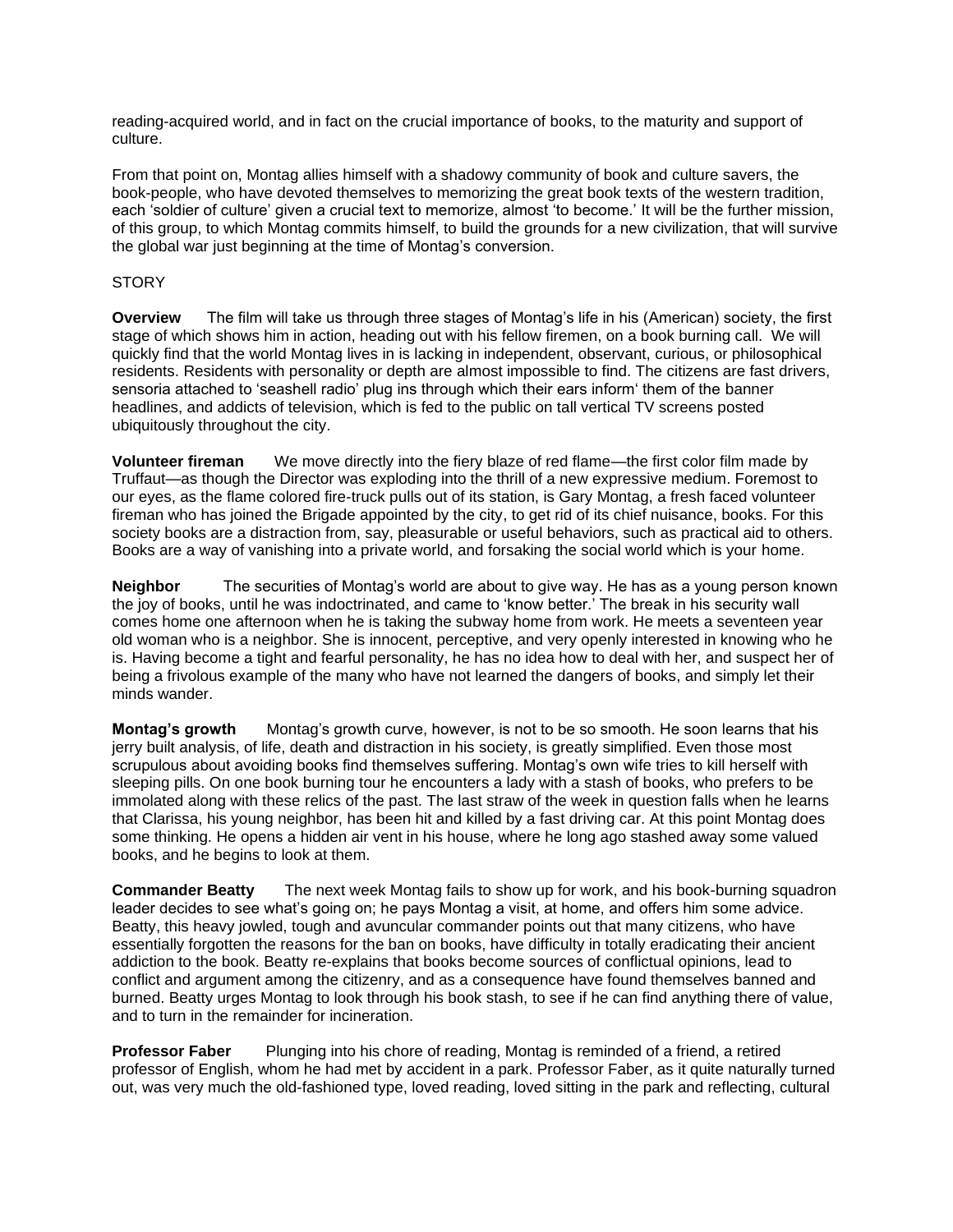reading-acquired world, and in fact on the crucial importance of books, to the maturity and support of culture.

From that point on, Montag allies himself with a shadowy community of book and culture savers, the book-people, who have devoted themselves to memorizing the great book texts of the western tradition, each 'soldier of culture' given a crucial text to memorize, almost 'to become.' It will be the further mission, of this group, to which Montag commits himself, to build the grounds for a new civilization, that will survive the global war just beginning at the time of Montag's conversion.

STORY

**Overview** The film will take us through three stages of Montag's life in his (American) society, the first stage of which shows him in action, heading out with his fellow firemen, on a book burning call. We will quickly find that the world Montag lives in is lacking in independent, observant, curious, or philosophical residents. Residents with personality or depth are almost impossible to find. The citizens are fast drivers, sensoria attached to 'seashell radio' plug ins through which their ears inform' them of the banner headlines, and addicts of television, which is fed to the public on tall vertical TV screens posted ubiquitously throughout the city.

**Volunteer fireman** We move directly into the fiery blaze of red flame—the first color film made by Truffaut—as though the Director was exploding into the thrill of a new expressive medium. Foremost to our eyes, as the flame colored fire-truck pulls out of its station, is Gary Montag, a fresh faced volunteer fireman who has joined the Brigade appointed by the city, to get rid of its chief nuisance, books. For this society books are a distraction from, say, pleasurable or useful behaviors, such as practical aid to others. Books are a way of vanishing into a private world, and forsaking the social world which is your home.

**Neighbor** The securities of Montag's world are about to give way. He has as a young person known the joy of books, until he was indoctrinated, and came to 'know better.' The break in his security wall comes home one afternoon when he is taking the subway home from work. He meets a seventeen year old woman who is a neighbor. She is innocent, perceptive, and very openly interested in knowing who he is. Having become a tight and fearful personality, he has no idea how to deal with her, and suspect her of being a frivolous example of the many who have not learned the dangers of books, and simply let their minds wander.

**Montag's growth** Montag's growth curve, however, is not to be so smooth. He soon learns that his jerry built analysis, of life, death and distraction in his society, is greatly simplified. Even those most scrupulous about avoiding books find themselves suffering. Montag's own wife tries to kill herself with sleeping pills. On one book burning tour he encounters a lady with a stash of books, who prefers to be immolated along with these relics of the past. The last straw of the week in question falls when he learns that Clarissa, his young neighbor, has been hit and killed by a fast driving car. At this point Montag does some thinking. He opens a hidden air vent in his house, where he long ago stashed away some valued books, and he begins to look at them.

**Commander Beatty** The next week Montag fails to show up for work, and his book-burning squadron leader decides to see what's going on; he pays Montag a visit, at home, and offers him some advice. Beatty, this heavy jowled, tough and avuncular commander points out that many citizens, who have essentially forgotten the reasons for the ban on books, have difficulty in totally eradicating their ancient addiction to the book. Beatty re-explains that books become sources of conflictual opinions, lead to conflict and argument among the citizenry, and as a consequence have found themselves banned and burned. Beatty urges Montag to look through his book stash, to see if he can find anything there of value, and to turn in the remainder for incineration.

**Professor Faber** Plunging into his chore of reading, Montag is reminded of a friend, a retired professor of English, whom he had met by accident in a park. Professor Faber, as it quite naturally turned out, was very much the old-fashioned type, loved reading, loved sitting in the park and reflecting, cultural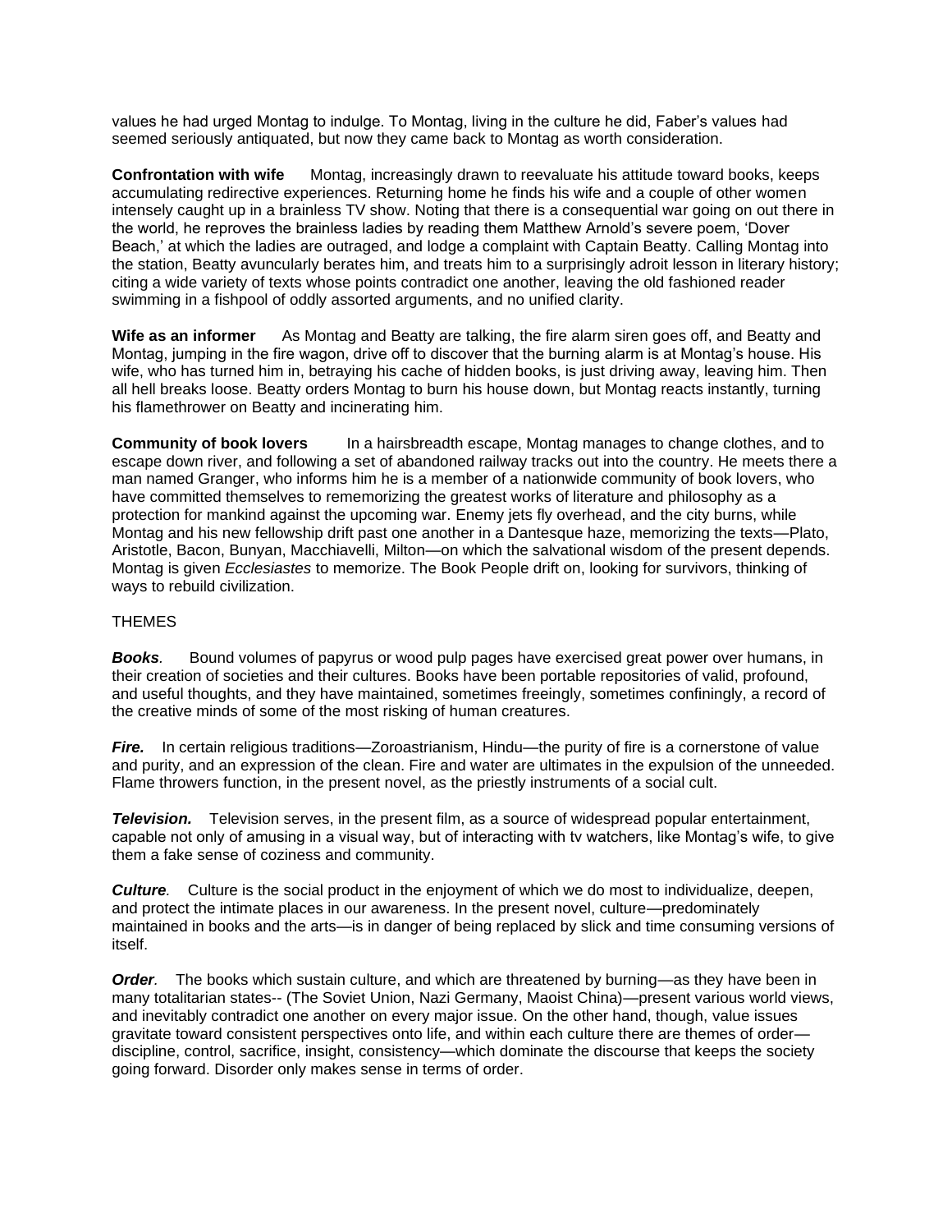values he had urged Montag to indulge. To Montag, living in the culture he did, Faber's values had seemed seriously antiquated, but now they came back to Montag as worth consideration.

**Confrontation with wife** Montag, increasingly drawn to reevaluate his attitude toward books, keeps accumulating redirective experiences. Returning home he finds his wife and a couple of other women intensely caught up in a brainless TV show. Noting that there is a consequential war going on out there in the world, he reproves the brainless ladies by reading them Matthew Arnold's severe poem, 'Dover Beach,' at which the ladies are outraged, and lodge a complaint with Captain Beatty. Calling Montag into the station, Beatty avuncularly berates him, and treats him to a surprisingly adroit lesson in literary history; citing a wide variety of texts whose points contradict one another, leaving the old fashioned reader swimming in a fishpool of oddly assorted arguments, and no unified clarity.

**Wife as an informer** As Montag and Beatty are talking, the fire alarm siren goes off, and Beatty and Montag, jumping in the fire wagon, drive off to discover that the burning alarm is at Montag's house. His wife, who has turned him in, betraying his cache of hidden books, is just driving away, leaving him. Then all hell breaks loose. Beatty orders Montag to burn his house down, but Montag reacts instantly, turning his flamethrower on Beatty and incinerating him.

**Community of book lovers** In a hairsbreadth escape, Montag manages to change clothes, and to escape down river, and following a set of abandoned railway tracks out into the country. He meets there a man named Granger, who informs him he is a member of a nationwide community of book lovers, who have committed themselves to rememorizing the greatest works of literature and philosophy as a protection for mankind against the upcoming war. Enemy jets fly overhead, and the city burns, while Montag and his new fellowship drift past one another in a Dantesque haze, memorizing the texts—Plato, Aristotle, Bacon, Bunyan, Macchiavelli, Milton—on which the salvational wisdom of the present depends. Montag is given *Ecclesiastes* to memorize. The Book People drift on, looking for survivors, thinking of ways to rebuild civilization.

THEMES

***Books***. Bound volumes of papyrus or wood pulp pages have exercised great power over humans, in their creation of societies and their cultures. Books have been portable repositories of valid, profound, and useful thoughts, and they have maintained, sometimes freeingly, sometimes confiningly, a record of the creative minds of some of the most risking of human creatures.

***Fire.*** In certain religious traditions—Zoroastrianism, Hindu—the purity of fire is a cornerstone of value and purity, and an expression of the clean. Fire and water are ultimates in the expulsion of the unneeded. Flame throwers function, in the present novel, as the priestly instruments of a social cult.

***Television.*** Television serves, in the present film, as a source of widespread popular entertainment, capable not only of amusing in a visual way, but of interacting with tv watchers, like Montag's wife, to give them a fake sense of coziness and community.

***Culture***. Culture is the social product in the enjoyment of which we do most to individualize, deepen, and protect the intimate places in our awareness. In the present novel, culture—predominately maintained in books and the arts—is in danger of being replaced by slick and time consuming versions of itself.

***Order***. The books which sustain culture, and which are threatened by burning—as they have been in many totalitarian states-- (The Soviet Union, Nazi Germany, Maoist China)—present various world views, and inevitably contradict one another on every major issue. On the other hand, though, value issues gravitate toward consistent perspectives onto life, and within each culture there are themes of order—discipline, control, sacrifice, insight, consistency—which dominate the discourse that keeps the society going forward. Disorder only makes sense in terms of order.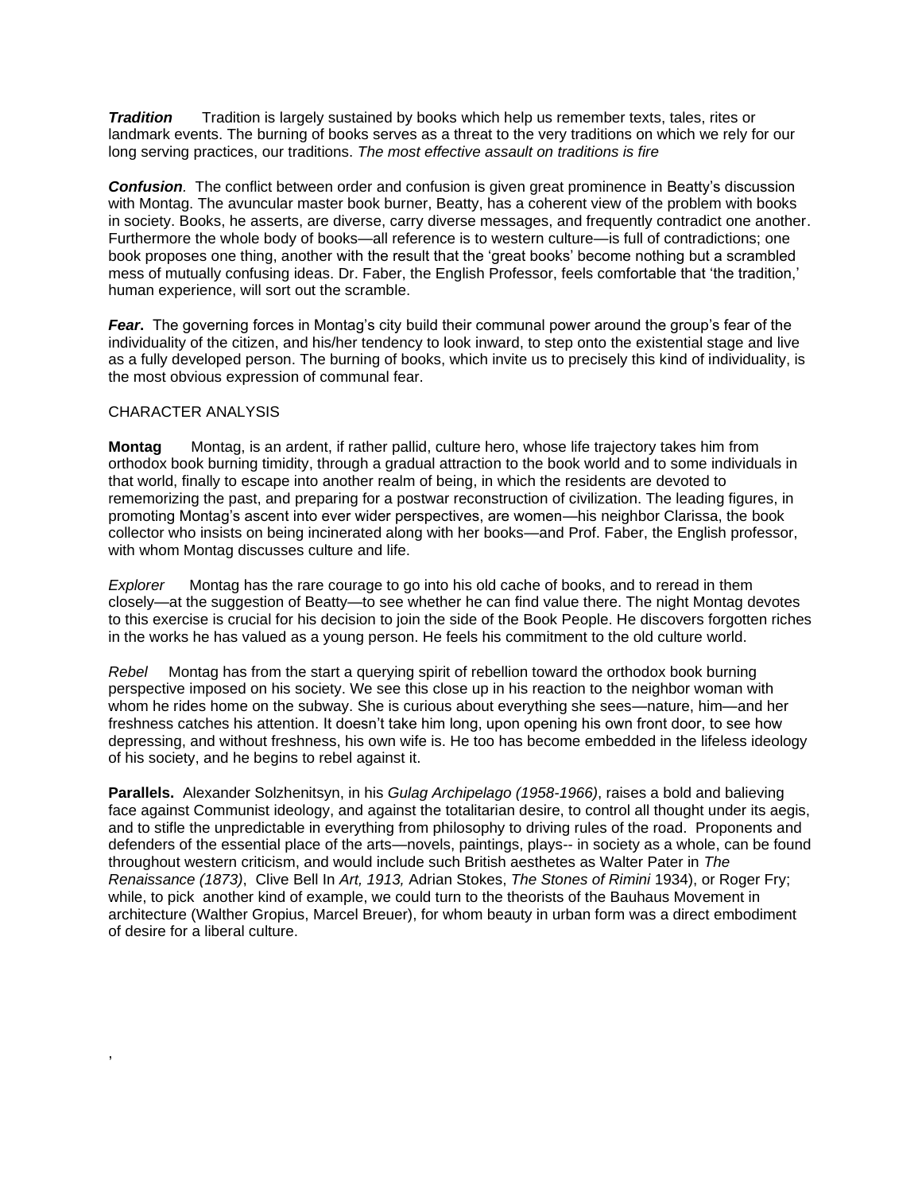***Tradition*** Tradition is largely sustained by books which help us remember texts, tales, rites or landmark events. The burning of books serves as a threat to the very traditions on which we rely for our long serving practices, our traditions. *The most effective assault on traditions is fire*

***Confusion**.* The conflict between order and confusion is given great prominence in Beatty's discussion with Montag. The avuncular master book burner, Beatty, has a coherent view of the problem with books in society. Books, he asserts, are diverse, carry diverse messages, and frequently contradict one another. Furthermore the whole body of books—all reference is to western culture—is full of contradictions; one book proposes one thing, another with the result that the 'great books' become nothing but a scrambled mess of mutually confusing ideas. Dr. Faber, the English Professor, feels comfortable that 'the tradition,' human experience, will sort out the scramble.

***Fear*.** The governing forces in Montag's city build their communal power around the group's fear of the individuality of the citizen, and his/her tendency to look inward, to step onto the existential stage and live as a fully developed person. The burning of books, which invite us to precisely this kind of individuality, is the most obvious expression of communal fear.

CHARACTER ANALYSIS

**Montag** Montag, is an ardent, if rather pallid, culture hero, whose life trajectory takes him from orthodox book burning timidity, through a gradual attraction to the book world and to some individuals in that world, finally to escape into another realm of being, in which the residents are devoted to rememorizing the past, and preparing for a postwar reconstruction of civilization. The leading figures, in promoting Montag's ascent into ever wider perspectives, are women—his neighbor Clarissa, the book collector who insists on being incinerated along with her books—and Prof. Faber, the English professor, with whom Montag discusses culture and life.

*Explorer* Montag has the rare courage to go into his old cache of books, and to reread in them closely—at the suggestion of Beatty—to see whether he can find value there. The night Montag devotes to this exercise is crucial for his decision to join the side of the Book People. He discovers forgotten riches in the works he has valued as a young person. He feels his commitment to the old culture world.

*Rebel* Montag has from the start a querying spirit of rebellion toward the orthodox book burning perspective imposed on his society. We see this close up in his reaction to the neighbor woman with whom he rides home on the subway. She is curious about everything she sees—nature, him—and her freshness catches his attention. It doesn't take him long, upon opening his own front door, to see how depressing, and without freshness, his own wife is. He too has become embedded in the lifeless ideology of his society, and he begins to rebel against it.

**Parallels.** Alexander Solzhenitsyn, in his *Gulag Archipelago (1958-1966)*, raises a bold and balieving face against Communist ideology, and against the totalitarian desire, to control all thought under its aegis, and to stifle the unpredictable in everything from philosophy to driving rules of the road. Proponents and defenders of the essential place of the arts—novels, paintings, plays-- in society as a whole, can be found throughout western criticism, and would include such British aesthetes as Walter Pater in *The Renaissance (1873)*, Clive Bell In *Art, 1913,* Adrian Stokes, *The Stones of Rimini* 1934), or Roger Fry; while, to pick another kind of example, we could turn to the theorists of the Bauhaus Movement in architecture (Walther Gropius, Marcel Breuer), for whom beauty in urban form was a direct embodiment of desire for a liberal culture.

,